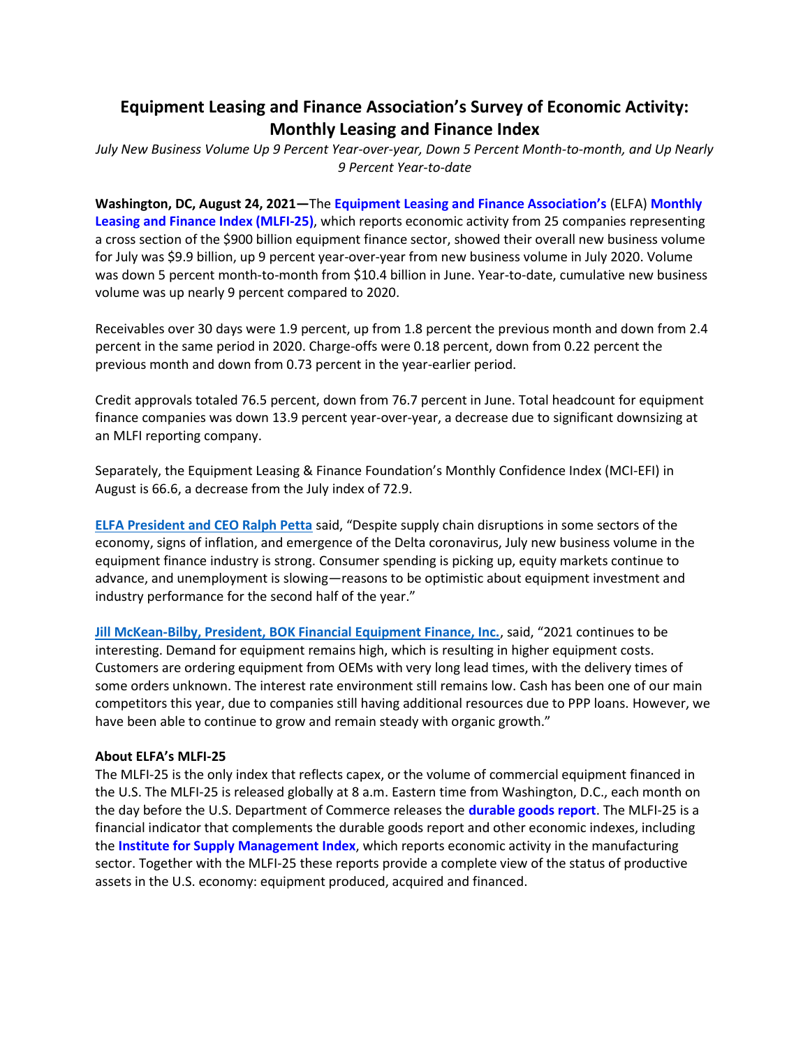# Equipment Leasing and Finance Association's Survey of Economic Activity: Monthly Leasing and Finance Index

*July New Business Volume Up 9 Percent Year-over-year, Down 5 Percent Month-to-month, and Up Nearly 9 Percent Year-to-date*

**Washington, DC, August 24, 2021—**The **Equipment Leasing and Finance Association's** (ELFA) **Monthly Leasing and Finance Index (MLFI-25)**, which reports economic activity from 25 companies representing a cross section of the $900 billion equipment finance sector, showed their overall new business volume for July was $9.9 billion, up 9 percent year-over-year from new business volume in July 2020. Volume was down 5 percent month-to-month from $10.4 billion in June. Year-to-date, cumulative new business volume was up nearly 9 percent compared to 2020.

Receivables over 30 days were 1.9 percent, up from 1.8 percent the previous month and down from 2.4 percent in the same period in 2020. Charge-offs were 0.18 percent, down from 0.22 percent the previous month and down from 0.73 percent in the year-earlier period.

Credit approvals totaled 76.5 percent, down from 76.7 percent in June. Total headcount for equipment finance companies was down 13.9 percent year-over-year, a decrease due to significant downsizing at an MLFI reporting company.

Separately, the Equipment Leasing & Finance Foundation's Monthly Confidence Index (MCI-EFI) in August is 66.6, a decrease from the July index of 72.9.

**ELFA President and CEO Ralph Petta** said, "Despite supply chain disruptions in some sectors of the economy, signs of inflation, and emergence of the Delta coronavirus, July new business volume in the equipment finance industry is strong. Consumer spending is picking up, equity markets continue to advance, and unemployment is slowing—reasons to be optimistic about equipment investment and industry performance for the second half of the year."

**Jill McKean-Bilby, President, BOK Financial Equipment Finance, Inc.**, said, "2021 continues to be interesting. Demand for equipment remains high, which is resulting in higher equipment costs. Customers are ordering equipment from OEMs with very long lead times, with the delivery times of some orders unknown. The interest rate environment still remains low. Cash has been one of our main competitors this year, due to companies still having additional resources due to PPP loans. However, we have been able to continue to grow and remain steady with organic growth."

**About ELFA's MLFI-25**

The MLFI-25 is the only index that reflects capex, or the volume of commercial equipment financed in the U.S. The MLFI-25 is released globally at 8 a.m. Eastern time from Washington, D.C., each month on the day before the U.S. Department of Commerce releases the **durable goods report**. The MLFI-25 is a financial indicator that complements the durable goods report and other economic indexes, including the **Institute for Supply Management Index**, which reports economic activity in the manufacturing sector. Together with the MLFI-25 these reports provide a complete view of the status of productive assets in the U.S. economy: equipment produced, acquired and financed.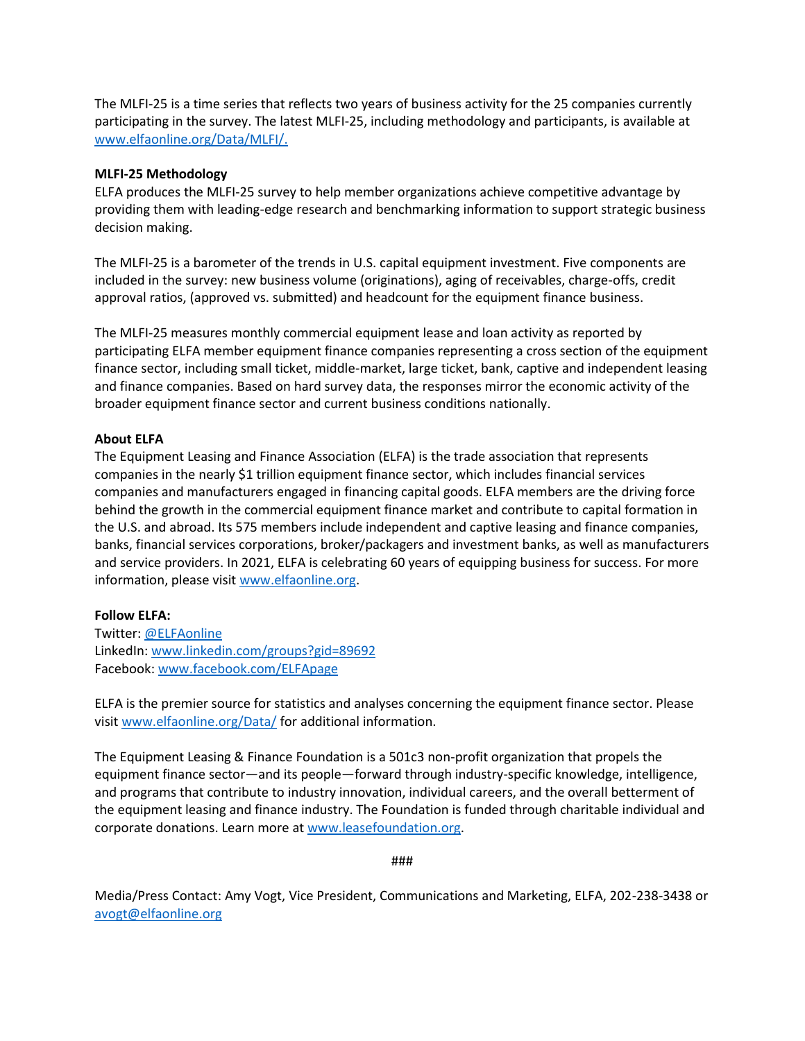The MLFI-25 is a time series that reflects two years of business activity for the 25 companies currently participating in the survey. The latest MLFI-25, including methodology and participants, is available at www.elfaonline.org/Data/MLFI/.

**MLFI-25 Methodology**
ELFA produces the MLFI-25 survey to help member organizations achieve competitive advantage by providing them with leading-edge research and benchmarking information to support strategic business decision making.

The MLFI-25 is a barometer of the trends in U.S. capital equipment investment. Five components are included in the survey: new business volume (originations), aging of receivables, charge-offs, credit approval ratios, (approved vs. submitted) and headcount for the equipment finance business.

The MLFI-25 measures monthly commercial equipment lease and loan activity as reported by participating ELFA member equipment finance companies representing a cross section of the equipment finance sector, including small ticket, middle-market, large ticket, bank, captive and independent leasing and finance companies. Based on hard survey data, the responses mirror the economic activity of the broader equipment finance sector and current business conditions nationally.

**About ELFA**
The Equipment Leasing and Finance Association (ELFA) is the trade association that represents companies in the nearly $1 trillion equipment finance sector, which includes financial services companies and manufacturers engaged in financing capital goods. ELFA members are the driving force behind the growth in the commercial equipment finance market and contribute to capital formation in the U.S. and abroad. Its 575 members include independent and captive leasing and finance companies, banks, financial services corporations, broker/packagers and investment banks, as well as manufacturers and service providers. In 2021, ELFA is celebrating 60 years of equipping business for success. For more information, please visit www.elfaonline.org.

**Follow ELFA:**
Twitter: @ELFAonline
LinkedIn: www.linkedin.com/groups?gid=89692
Facebook: www.facebook.com/ELFApage

ELFA is the premier source for statistics and analyses concerning the equipment finance sector. Please visit www.elfaonline.org/Data/ for additional information.

The Equipment Leasing & Finance Foundation is a 501c3 non-profit organization that propels the equipment finance sector—and its people—forward through industry-specific knowledge, intelligence, and programs that contribute to industry innovation, individual careers, and the overall betterment of the equipment leasing and finance industry. The Foundation is funded through charitable individual and corporate donations. Learn more at www.leasefoundation.org.

###

Media/Press Contact: Amy Vogt, Vice President, Communications and Marketing, ELFA, 202-238-3438 or avogt@elfaonline.org